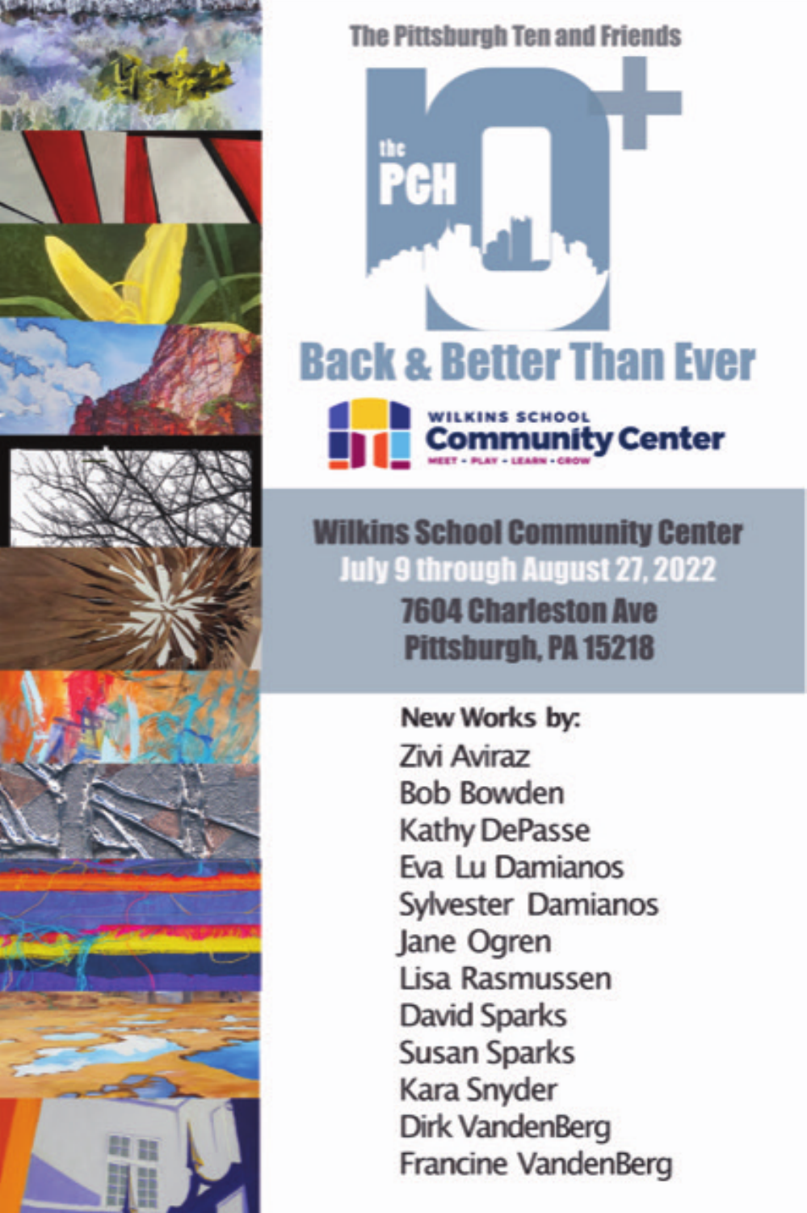The Pittsburgh Ten and Friends

the PGH 10+

# Back & Better Than Ever

WILKINS SCHOOL Community Center
MEET • PLAY • LEARN • GROW

**Wilkins School Community Center**
**July 9 through August 27, 2022**
**7604 Charleston Ave**
**Pittsburgh, PA 15218**

**New Works by:**

Zivi Aviraz
Bob Bowden
Kathy DePasse
Eva Lu Damianos
Sylvester Damianos
Jane Ogren
Lisa Rasmussen
David Sparks
Susan Sparks
Kara Snyder
Dirk VandenBerg
Francine VandenBerg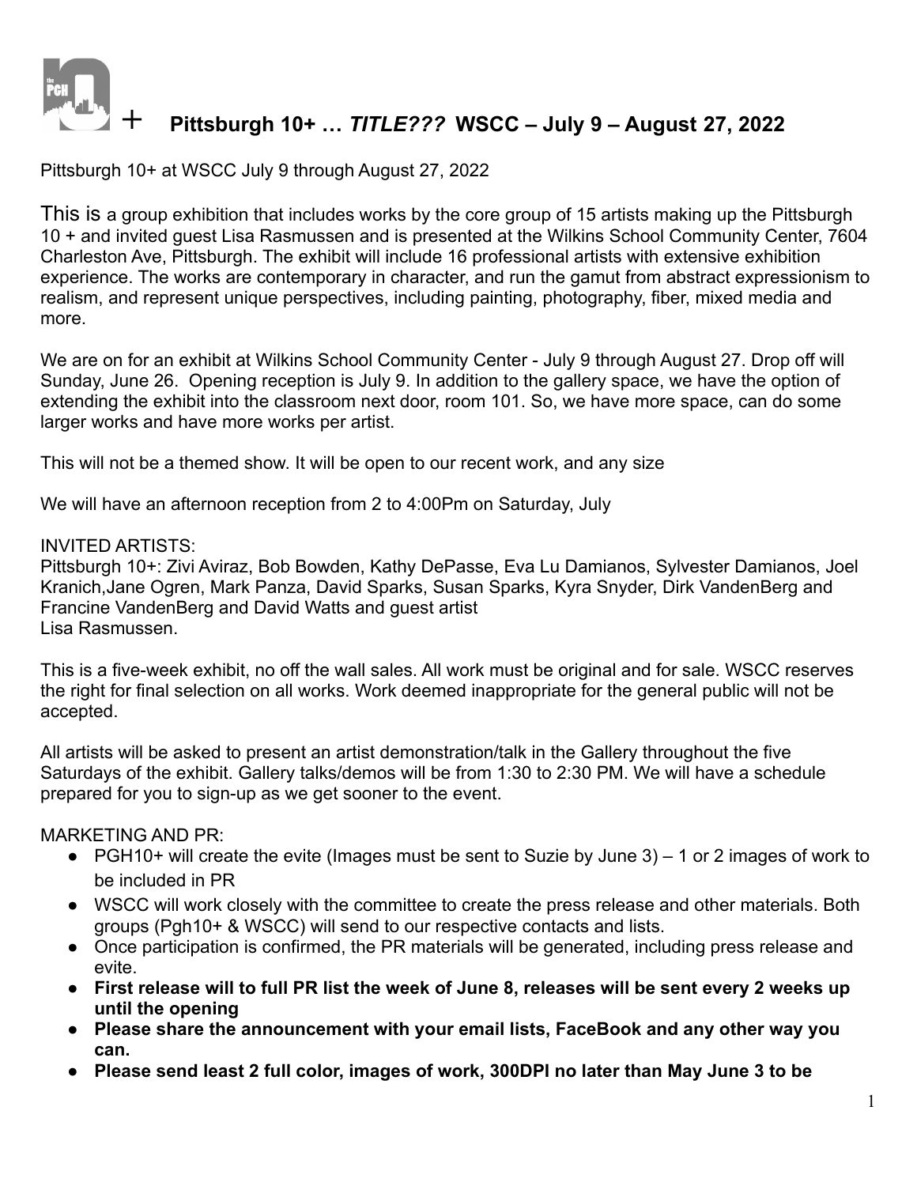# + Pittsburgh 10+ … *TITLE???* WSCC – July 9 – August 27, 2022

Pittsburgh 10+ at WSCC July 9 through August 27, 2022

This is a group exhibition that includes works by the core group of 15 artists making up the Pittsburgh 10 + and invited guest Lisa Rasmussen and is presented at the Wilkins School Community Center, 7604 Charleston Ave, Pittsburgh. The exhibit will include 16 professional artists with extensive exhibition experience. The works are contemporary in character, and run the gamut from abstract expressionism to realism, and represent unique perspectives, including painting, photography, fiber, mixed media and more.

We are on for an exhibit at Wilkins School Community Center - July 9 through August 27. Drop off will Sunday, June 26. Opening reception is July 9. In addition to the gallery space, we have the option of extending the exhibit into the classroom next door, room 101. So, we have more space, can do some larger works and have more works per artist.

This will not be a themed show. It will be open to our recent work, and any size

We will have an afternoon reception from 2 to 4:00Pm on Saturday, July

INVITED ARTISTS:
Pittsburgh 10+: Zivi Aviraz, Bob Bowden, Kathy DePasse, Eva Lu Damianos, Sylvester Damianos, Joel Kranich,Jane Ogren, Mark Panza, David Sparks, Susan Sparks, Kyra Snyder, Dirk VandenBerg and Francine VandenBerg and David Watts and guest artist
Lisa Rasmussen.

This is a five-week exhibit, no off the wall sales. All work must be original and for sale. WSCC reserves the right for final selection on all works. Work deemed inappropriate for the general public will not be accepted.

All artists will be asked to present an artist demonstration/talk in the Gallery throughout the five Saturdays of the exhibit. Gallery talks/demos will be from 1:30 to 2:30 PM. We will have a schedule prepared for you to sign-up as we get sooner to the event.

MARKETING AND PR:

- PGH10+ will create the evite (Images must be sent to Suzie by June 3) – 1 or 2 images of work to be included in PR
- WSCC will work closely with the committee to create the press release and other materials. Both groups (Pgh10+ & WSCC) will send to our respective contacts and lists.
- Once participation is confirmed, the PR materials will be generated, including press release and evite.
- **First release will to full PR list the week of June 8, releases will be sent every 2 weeks up until the opening**
- **Please share the announcement with your email lists, FaceBook and any other way you can.**
- **Please send least 2 full color, images of work, 300DPI no later than May June 3 to be**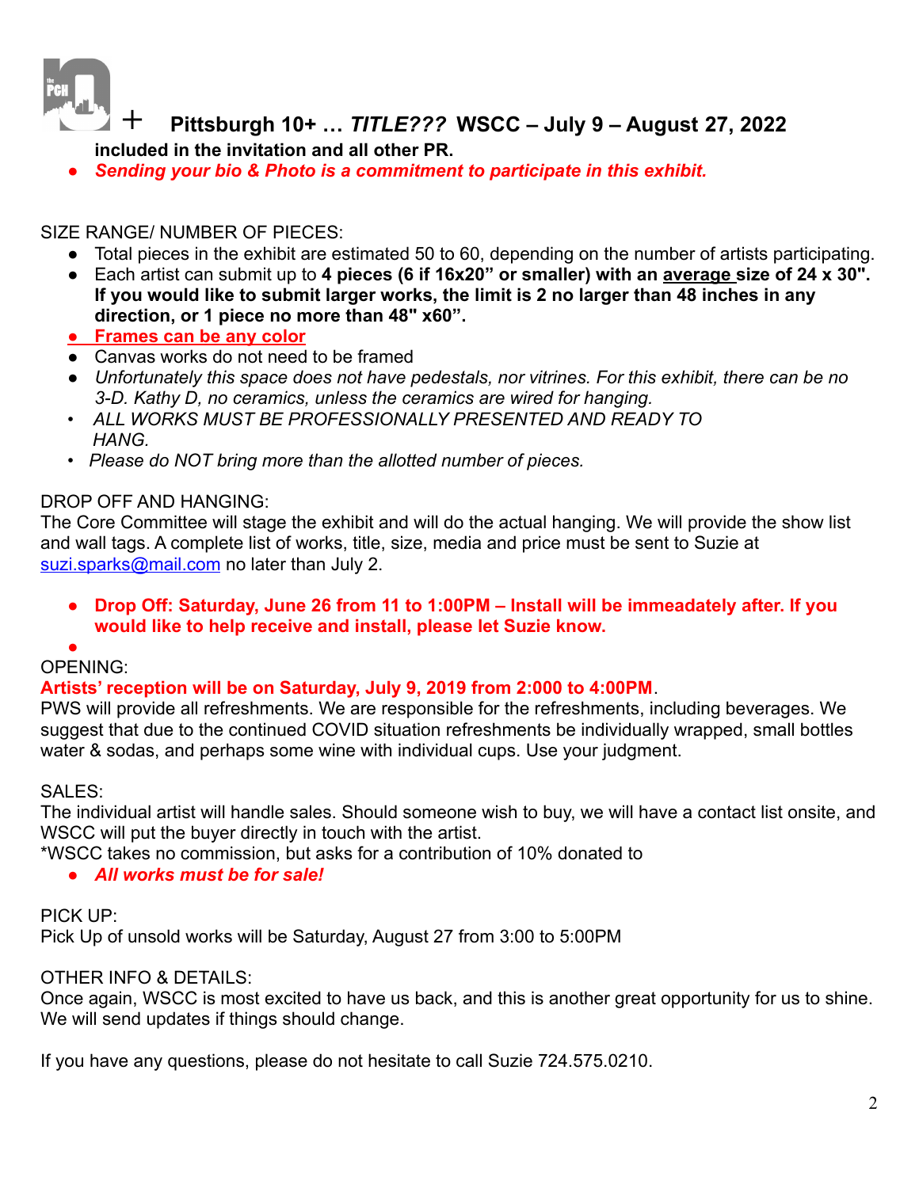+ **Pittsburgh 10+ …** ***TITLE???*** **WSCC – July 9 – August 27, 2022**

**included in the invitation and all other PR.**

- ***Sending your bio & Photo is a commitment to participate in this exhibit.***

SIZE RANGE/ NUMBER OF PIECES:

- Total pieces in the exhibit are estimated 50 to 60, depending on the number of artists participating.
- Each artist can submit up to **4 pieces (6 if 16x20" or smaller) with an average size of 24 x 30". If you would like to submit larger works, the limit is 2 no larger than 48 inches in any direction, or 1 piece no more than 48" x60".**
- **Frames can be any color**
- Canvas works do not need to be framed
- *Unfortunately this space does not have pedestals, nor vitrines. For this exhibit, there can be no 3-D. Kathy D, no ceramics, unless the ceramics are wired for hanging.*
- *ALL WORKS MUST BE PROFESSIONALLY PRESENTED AND READY TO HANG.*
- *Please do NOT bring more than the allotted number of pieces.*

DROP OFF AND HANGING:

The Core Committee will stage the exhibit and will do the actual hanging. We will provide the show list and wall tags. A complete list of works, title, size, media and price must be sent to Suzie at suzi.sparks@mail.com no later than July 2.

- **Drop Off: Saturday, June 26 from 11 to 1:00PM – Install will be immeadately after. If you would like to help receive and install, please let Suzie know.**

OPENING:

**Artists' reception will be on Saturday, July 9, 2019 from 2:000 to 4:00PM**.

PWS will provide all refreshments. We are responsible for the refreshments, including beverages. We suggest that due to the continued COVID situation refreshments be individually wrapped, small bottles water & sodas, and perhaps some wine with individual cups. Use your judgment.

SALES:

The individual artist will handle sales. Should someone wish to buy, we will have a contact list onsite, and WSCC will put the buyer directly in touch with the artist.

*WSCC takes no commission, but asks for a contribution of 10% donated to

- ***All works must be for sale!***

PICK UP:

Pick Up of unsold works will be Saturday, August 27 from 3:00 to 5:00PM

OTHER INFO & DETAILS:

Once again, WSCC is most excited to have us back, and this is another great opportunity for us to shine. We will send updates if things should change.

If you have any questions, please do not hesitate to call Suzie 724.575.0210.